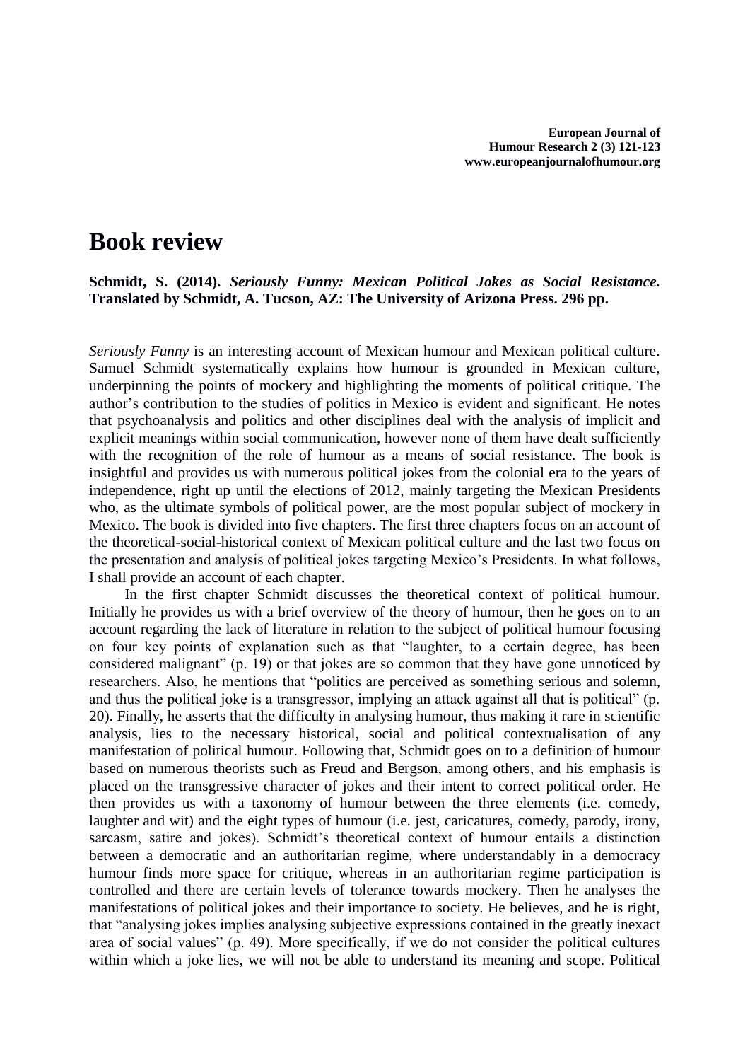# Book review

**Schmidt, S. (2014).** ***Seriously Funny: Mexican Political Jokes as Social Resistance.*** **Translated by Schmidt, A. Tucson, AZ: The University of Arizona Press. 296 pp.**

*Seriously Funny* is an interesting account of Mexican humour and Mexican political culture. Samuel Schmidt systematically explains how humour is grounded in Mexican culture, underpinning the points of mockery and highlighting the moments of political critique. The author's contribution to the studies of politics in Mexico is evident and significant. He notes that psychoanalysis and politics and other disciplines deal with the analysis of implicit and explicit meanings within social communication, however none of them have dealt sufficiently with the recognition of the role of humour as a means of social resistance. The book is insightful and provides us with numerous political jokes from the colonial era to the years of independence, right up until the elections of 2012, mainly targeting the Mexican Presidents who, as the ultimate symbols of political power, are the most popular subject of mockery in Mexico. The book is divided into five chapters. The first three chapters focus on an account of the theoretical-social-historical context of Mexican political culture and the last two focus on the presentation and analysis of political jokes targeting Mexico's Presidents. In what follows, I shall provide an account of each chapter.

In the first chapter Schmidt discusses the theoretical context of political humour. Initially he provides us with a brief overview of the theory of humour, then he goes on to an account regarding the lack of literature in relation to the subject of political humour focusing on four key points of explanation such as that "laughter, to a certain degree, has been considered malignant" (p. 19) or that jokes are so common that they have gone unnoticed by researchers. Also, he mentions that "politics are perceived as something serious and solemn, and thus the political joke is a transgressor, implying an attack against all that is political" (p. 20). Finally, he asserts that the difficulty in analysing humour, thus making it rare in scientific analysis, lies to the necessary historical, social and political contextualisation of any manifestation of political humour. Following that, Schmidt goes on to a definition of humour based on numerous theorists such as Freud and Bergson, among others, and his emphasis is placed on the transgressive character of jokes and their intent to correct political order. He then provides us with a taxonomy of humour between the three elements (i.e. comedy, laughter and wit) and the eight types of humour (i.e. jest, caricatures, comedy, parody, irony, sarcasm, satire and jokes). Schmidt's theoretical context of humour entails a distinction between a democratic and an authoritarian regime, where understandably in a democracy humour finds more space for critique, whereas in an authoritarian regime participation is controlled and there are certain levels of tolerance towards mockery. Then he analyses the manifestations of political jokes and their importance to society. He believes, and he is right, that "analysing jokes implies analysing subjective expressions contained in the greatly inexact area of social values" (p. 49). More specifically, if we do not consider the political cultures within which a joke lies, we will not be able to understand its meaning and scope. Political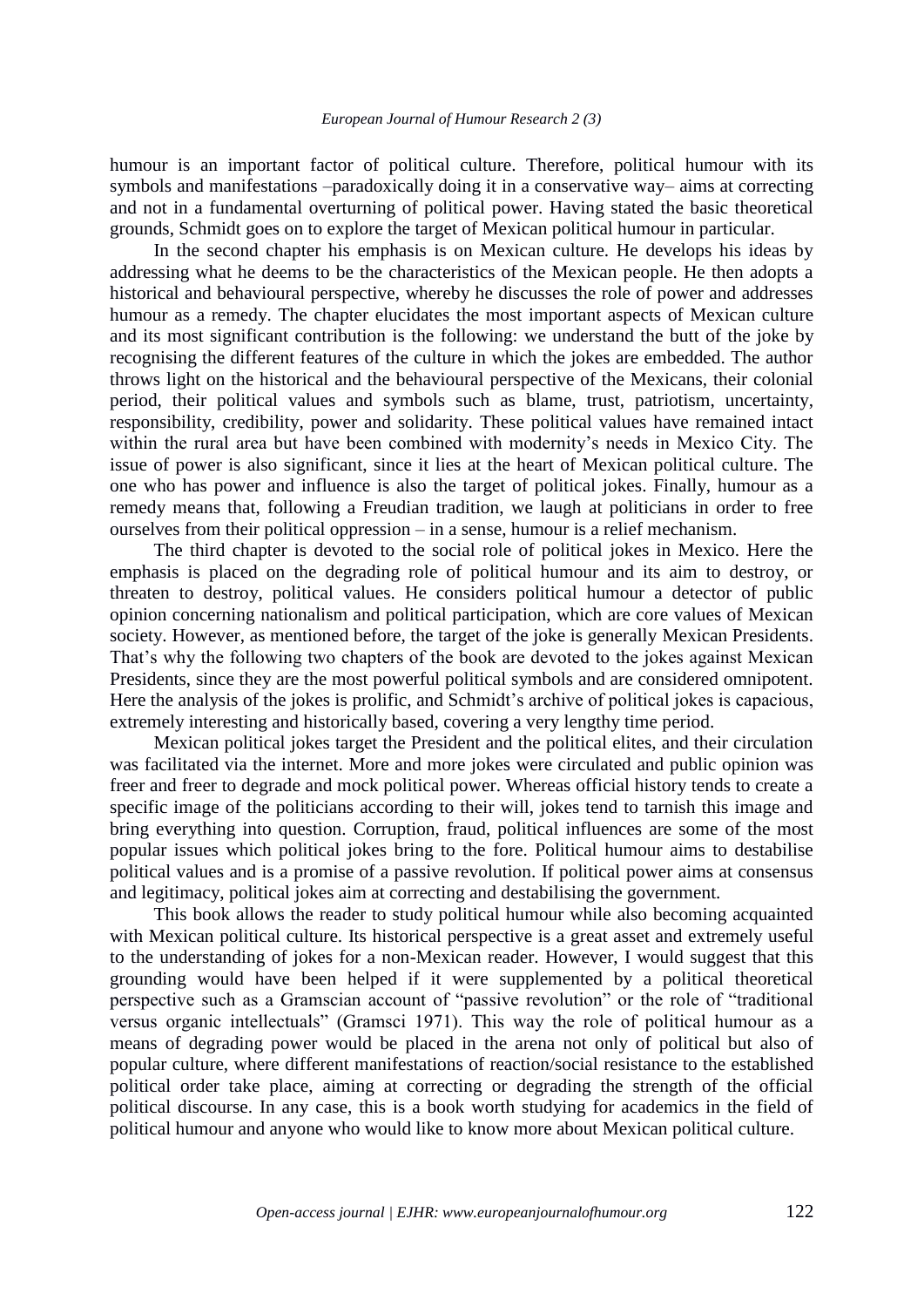humour is an important factor of political culture. Therefore, political humour with its symbols and manifestations –paradoxically doing it in a conservative way– aims at correcting and not in a fundamental overturning of political power. Having stated the basic theoretical grounds, Schmidt goes on to explore the target of Mexican political humour in particular.

In the second chapter his emphasis is on Mexican culture. He develops his ideas by addressing what he deems to be the characteristics of the Mexican people. He then adopts a historical and behavioural perspective, whereby he discusses the role of power and addresses humour as a remedy. The chapter elucidates the most important aspects of Mexican culture and its most significant contribution is the following: we understand the butt of the joke by recognising the different features of the culture in which the jokes are embedded. The author throws light on the historical and the behavioural perspective of the Mexicans, their colonial period, their political values and symbols such as blame, trust, patriotism, uncertainty, responsibility, credibility, power and solidarity. These political values have remained intact within the rural area but have been combined with modernity's needs in Mexico City. The issue of power is also significant, since it lies at the heart of Mexican political culture. The one who has power and influence is also the target of political jokes. Finally, humour as a remedy means that, following a Freudian tradition, we laugh at politicians in order to free ourselves from their political oppression – in a sense, humour is a relief mechanism.

The third chapter is devoted to the social role of political jokes in Mexico. Here the emphasis is placed on the degrading role of political humour and its aim to destroy, or threaten to destroy, political values. He considers political humour a detector of public opinion concerning nationalism and political participation, which are core values of Mexican society. However, as mentioned before, the target of the joke is generally Mexican Presidents. That's why the following two chapters of the book are devoted to the jokes against Mexican Presidents, since they are the most powerful political symbols and are considered omnipotent. Here the analysis of the jokes is prolific, and Schmidt's archive of political jokes is capacious, extremely interesting and historically based, covering a very lengthy time period.

Mexican political jokes target the President and the political elites, and their circulation was facilitated via the internet. More and more jokes were circulated and public opinion was freer and freer to degrade and mock political power. Whereas official history tends to create a specific image of the politicians according to their will, jokes tend to tarnish this image and bring everything into question. Corruption, fraud, political influences are some of the most popular issues which political jokes bring to the fore. Political humour aims to destabilise political values and is a promise of a passive revolution. If political power aims at consensus and legitimacy, political jokes aim at correcting and destabilising the government.

This book allows the reader to study political humour while also becoming acquainted with Mexican political culture. Its historical perspective is a great asset and extremely useful to the understanding of jokes for a non-Mexican reader. However, I would suggest that this grounding would have been helped if it were supplemented by a political theoretical perspective such as a Gramscian account of "passive revolution" or the role of "traditional versus organic intellectuals" (Gramsci 1971). This way the role of political humour as a means of degrading power would be placed in the arena not only of political but also of popular culture, where different manifestations of reaction/social resistance to the established political order take place, aiming at correcting or degrading the strength of the official political discourse. In any case, this is a book worth studying for academics in the field of political humour and anyone who would like to know more about Mexican political culture.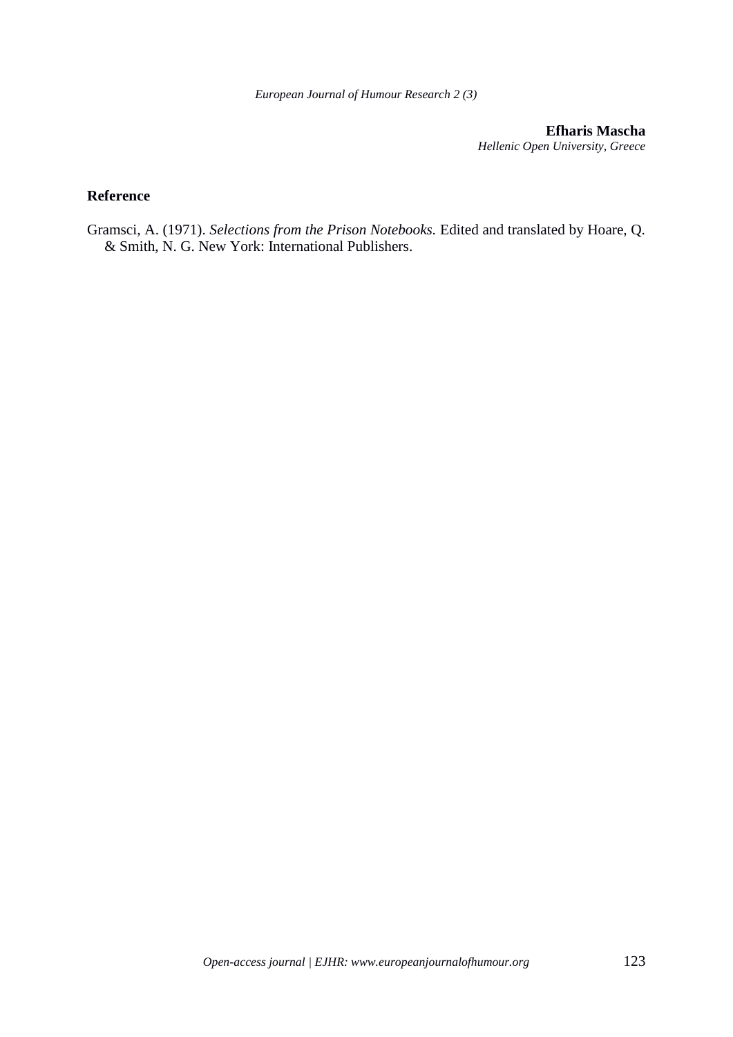**Efharis Mascha**
*Hellenic Open University, Greece*

## Reference

Gramsci, A. (1971). *Selections from the Prison Notebooks.* Edited and translated by Hoare, Q. & Smith, N. G. New York: International Publishers.